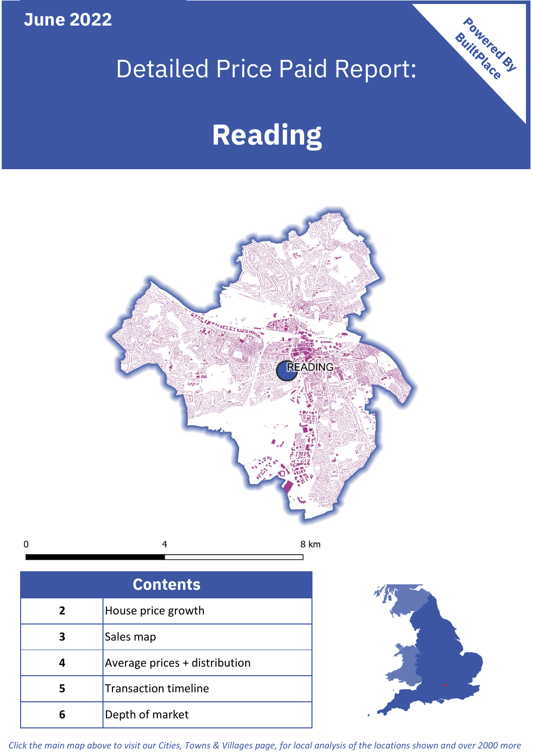June 2022

# Detailed Price Paid Report:

# Reading

Powered By BuiltPlace

0 4 8 km

| Contents | |
|---|---|
| 2 | House price growth |
| 3 | Sales map |
| 4 | Average prices + distribution |
| 5 | Transaction timeline |
| 6 | Depth of market |

*Click the main map above to visit our Cities, Towns & Villages page, for local analysis of the locations shown and over 2000 more*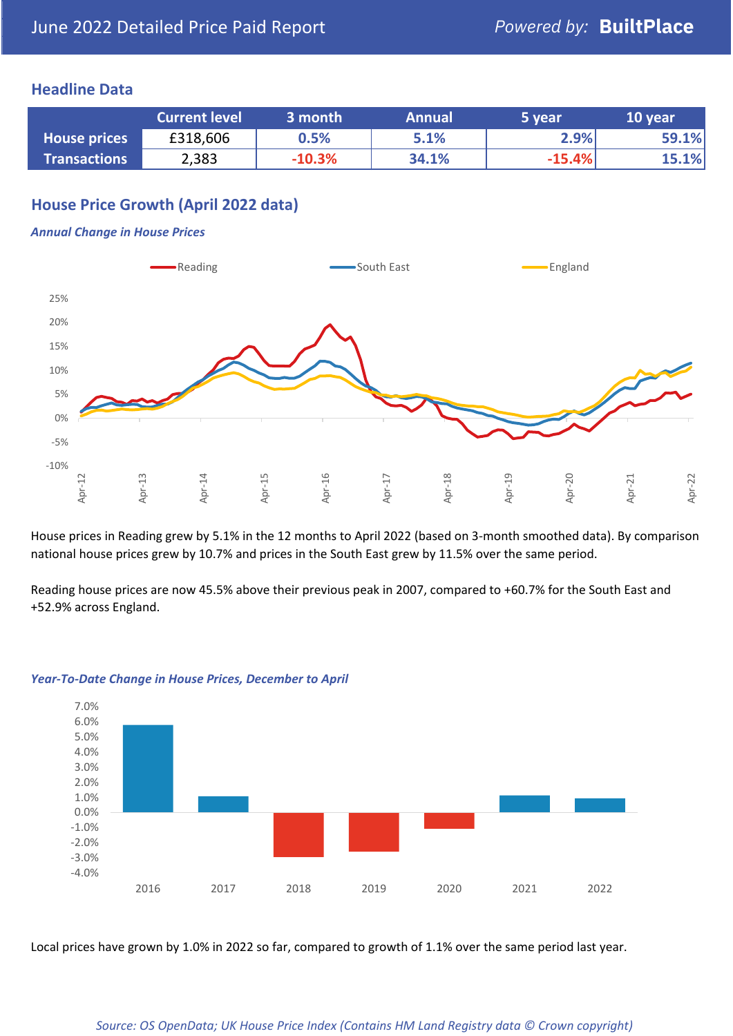June 2022 Detailed Price Paid Report

*Powered by:* **BuiltPlace**

## Headline Data

| | Current level | 3 month | Annual | 5 year | 10 year |
|---|---|---|---|---|---|
| **House prices** | £318,606 | 0.5% | 5.1% | 2.9% | 59.1% |
| **Transactions** | 2,383 | -10.3% | 34.1% | -15.4% | 15.1% |

## House Price Growth (April 2022 data)

***Annual Change in House Prices***

House prices in Reading grew by 5.1% in the 12 months to April 2022 (based on 3-month smoothed data). By comparison national house prices grew by 10.7% and prices in the South East grew by 11.5% over the same period.

Reading house prices are now 45.5% above their previous peak in 2007, compared to +60.7% for the South East and +52.9% across England.

***Year-To-Date Change in House Prices, December to April***

Local prices have grown by 1.0% in 2022 so far, compared to growth of 1.1% over the same period last year.

*Source: OS OpenData; UK House Price Index (Contains HM Land Registry data © Crown copyright)*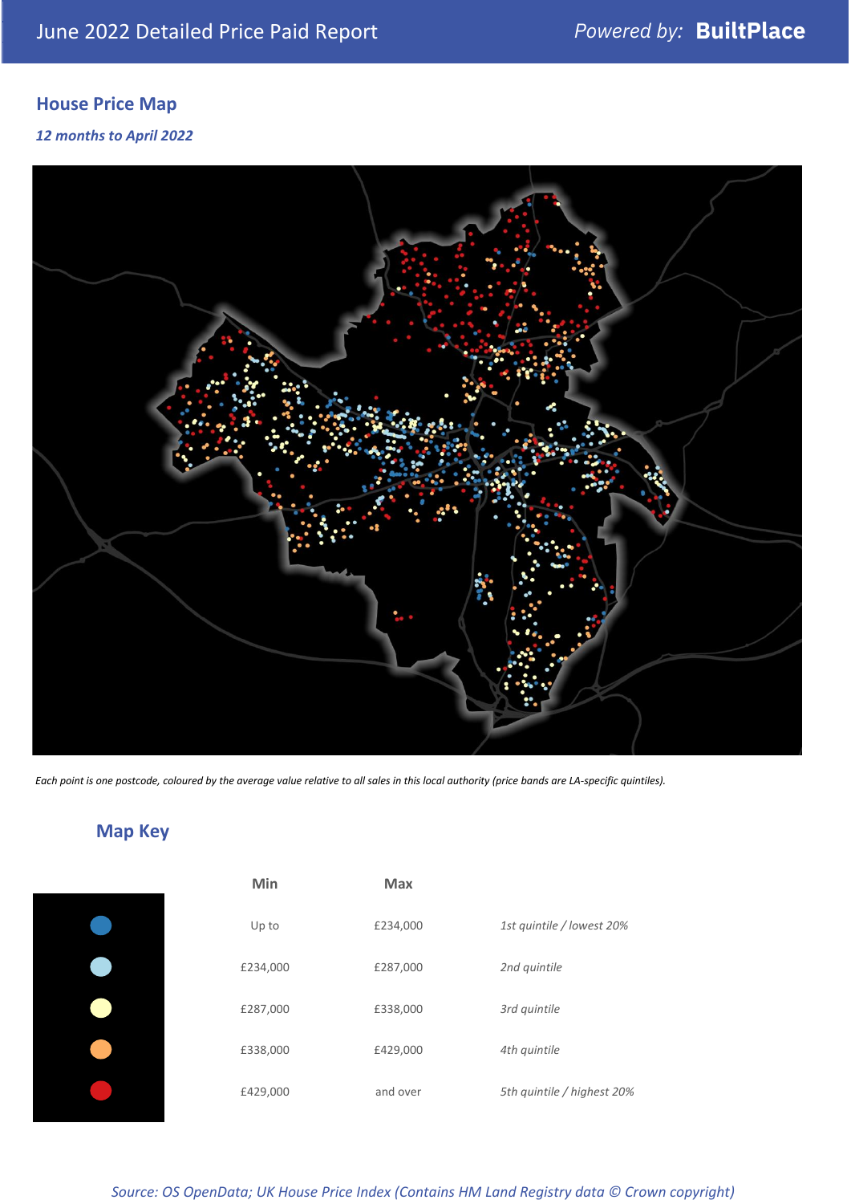## House Price Map

*12 months to April 2022*

*Each point is one postcode, coloured by the average value relative to all sales in this local authority (price bands are LA-specific quintiles).*

## Map Key

| | Min | Max | |
|---|---|---|---|
| | Up to | £234,000 | *1st quintile / lowest 20%* |
| | £234,000 | £287,000 | *2nd quintile* |
| | £287,000 | £338,000 | *3rd quintile* |
| | £338,000 | £429,000 | *4th quintile* |
| | £429,000 | and over | *5th quintile / highest 20%* |

*Source: OS OpenData; UK House Price Index (Contains HM Land Registry data © Crown copyright)*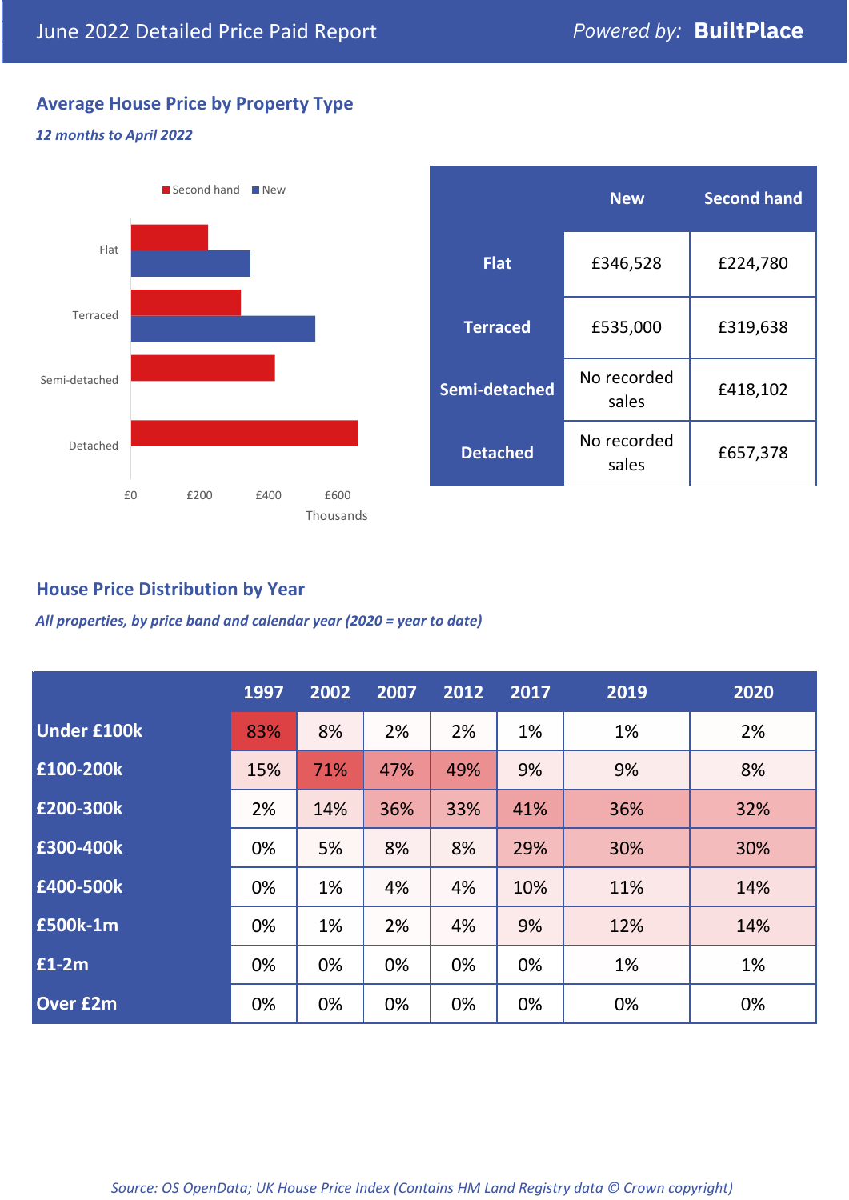# June 2022 Detailed Price Paid Report

Powered by: **BuiltPlace**

## Average House Price by Property Type

*12 months to April 2022*

|  | New | Second hand |
|---|---|---|
| **Flat** | £346,528 | £224,780 |
| **Terraced** | £535,000 | £319,638 |
| **Semi-detached** | No recorded sales | £418,102 |
| **Detached** | No recorded sales | £657,378 |

## House Price Distribution by Year

*All properties, by price band and calendar year (2020 = year to date)*

|  | 1997 | 2002 | 2007 | 2012 | 2017 | 2019 | 2020 |
|---|---|---|---|---|---|---|---|
| **Under £100k** | 83% | 8% | 2% | 2% | 1% | 1% | 2% |
| **£100-200k** | 15% | 71% | 47% | 49% | 9% | 9% | 8% |
| **£200-300k** | 2% | 14% | 36% | 33% | 41% | 36% | 32% |
| **£300-400k** | 0% | 5% | 8% | 8% | 29% | 30% | 30% |
| **£400-500k** | 0% | 1% | 4% | 4% | 10% | 11% | 14% |
| **£500k-1m** | 0% | 1% | 2% | 4% | 9% | 12% | 14% |
| **£1-2m** | 0% | 0% | 0% | 0% | 0% | 1% | 1% |
| **Over £2m** | 0% | 0% | 0% | 0% | 0% | 0% | 0% |

*Source: OS OpenData; UK House Price Index (Contains HM Land Registry data © Crown copyright)*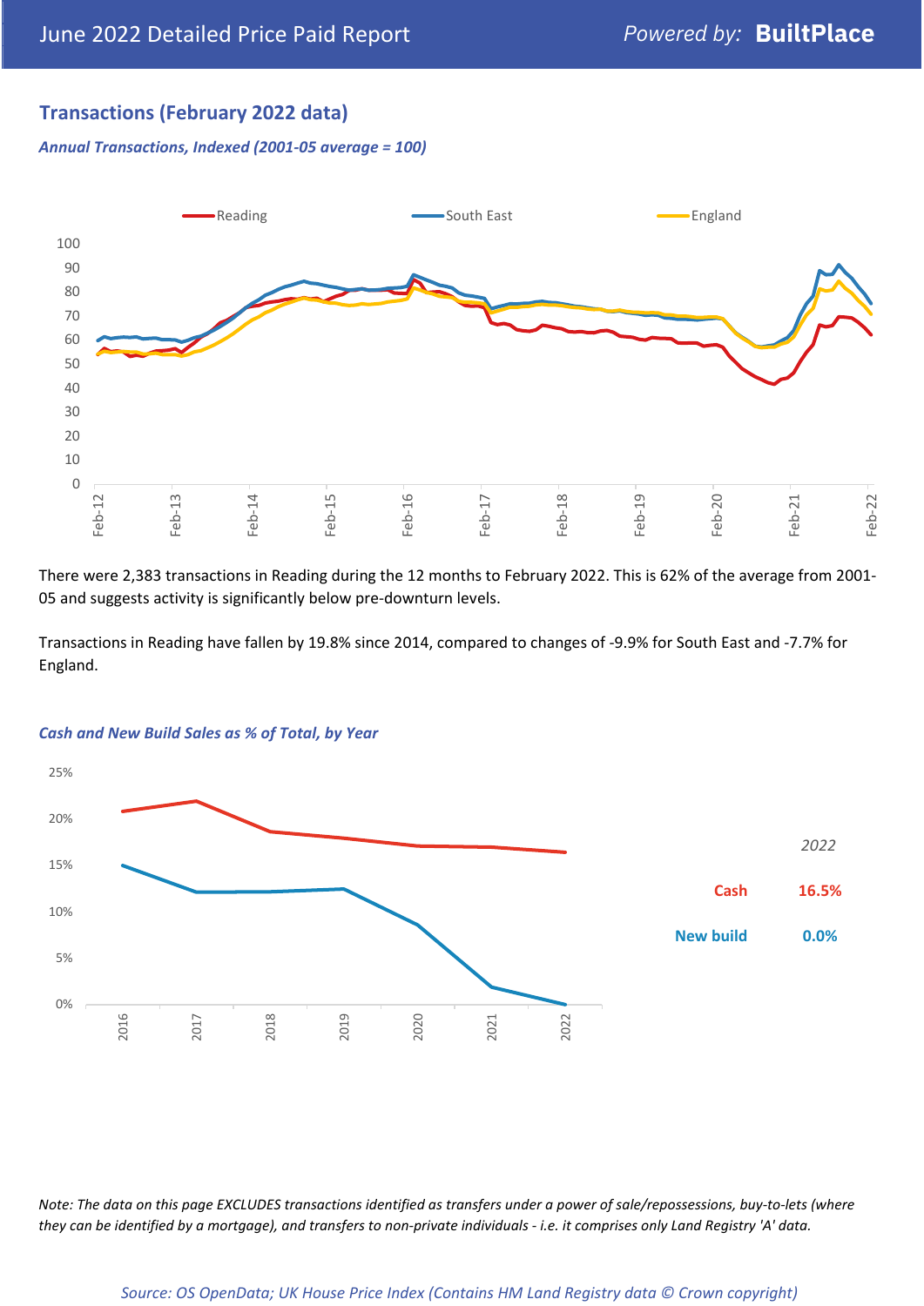## Transactions (February 2022 data)

*Annual Transactions, Indexed (2001-05 average = 100)*

There were 2,383 transactions in Reading during the 12 months to February 2022. This is 62% of the average from 2001-05 and suggests activity is significantly below pre-downturn levels.

Transactions in Reading have fallen by 19.8% since 2014, compared to changes of -9.9% for South East and -7.7% for England.

*Cash and New Build Sales as % of Total, by Year*

| 2022 | |
|---|---|
| Cash | 16.5% |
| New build | 0.0% |

*Note: The data on this page EXCLUDES transactions identified as transfers under a power of sale/repossessions, buy-to-lets (where they can be identified by a mortgage), and transfers to non-private individuals - i.e. it comprises only Land Registry 'A' data.*

*Source: OS OpenData; UK House Price Index (Contains HM Land Registry data © Crown copyright)*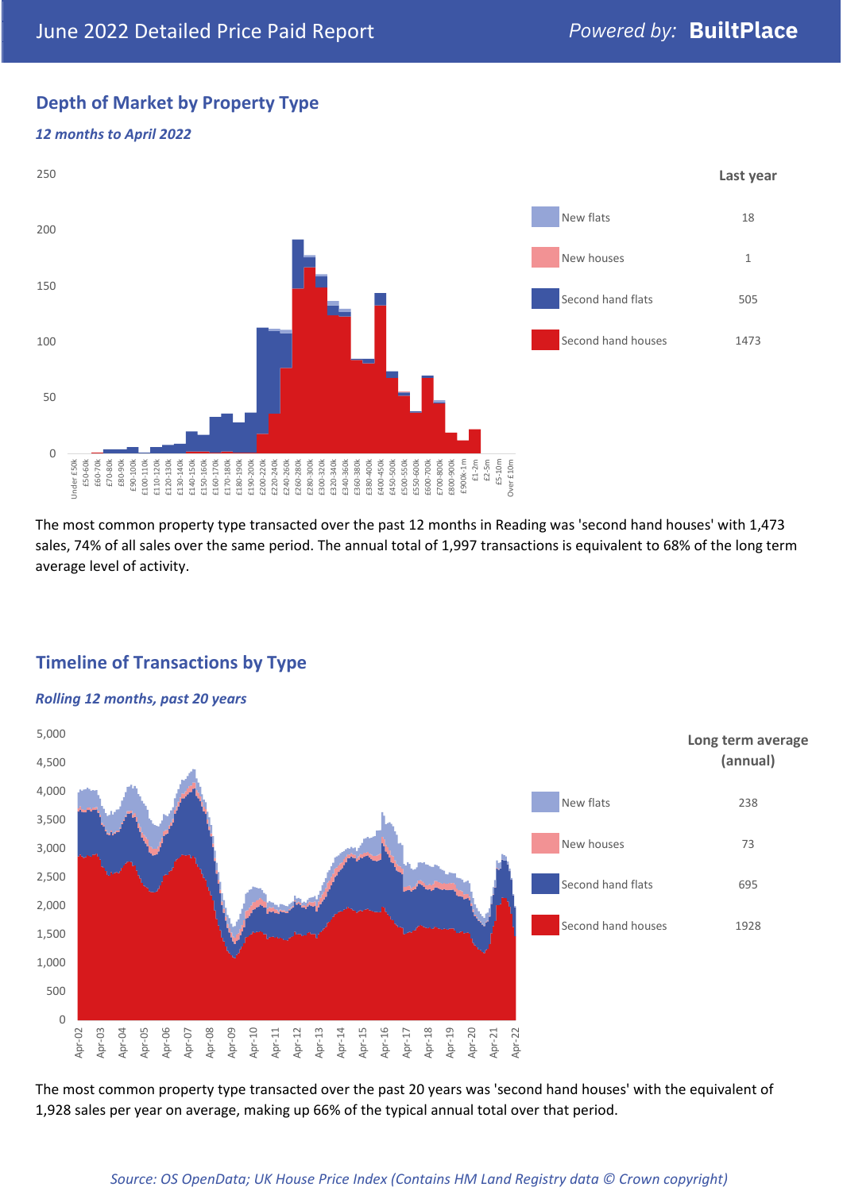June 2022 Detailed Price Paid Report

Powered by: **BuiltPlace**

## Depth of Market by Property Type

*12 months to April 2022*

250
200
150
100
50
0

Under £50k, £50-60k, £60-70k, £70-80k, £80-90k, £90-100k, £100-110k, £110-120k, £120-130k, £130-140k, £140-150k, £150-160k, £160-170k, £170-180k, £180-190k, £190-200k, £200-220k, £220-240k, £240-260k, £260-280k, £280-300k, £300-320k, £320-340k, £340-360k, £360-380k, £380-400k, £400-450k, £450-500k, £500-550k, £550-600k, £600-700k, £700-800k, £800-900k, £900k-1m, £1-2m, £2-5m, £5-10m, Over £10m

Last year

New flats 18

New houses 1

Second hand flats 505

Second hand houses 1473

The most common property type transacted over the past 12 months in Reading was 'second hand houses' with 1,473 sales, 74% of all sales over the same period. The annual total of 1,997 transactions is equivalent to 68% of the long term average level of activity.

## Timeline of Transactions by Type

*Rolling 12 months, past 20 years*

5,000
4,500
4,000
3,500
3,000
2,500
2,000
1,500
1,000
500
0

Apr-02, Apr-03, Apr-04, Apr-05, Apr-06, Apr-07, Apr-08, Apr-09, Apr-10, Apr-11, Apr-12, Apr-13, Apr-14, Apr-15, Apr-16, Apr-17, Apr-18, Apr-19, Apr-20, Apr-21, Apr-22

Long term average (annual)

New flats 238

New houses 73

Second hand flats 695

Second hand houses 1928

The most common property type transacted over the past 20 years was 'second hand houses' with the equivalent of 1,928 sales per year on average, making up 66% of the typical annual total over that period.

*Source: OS OpenData; UK House Price Index (Contains HM Land Registry data © Crown copyright)*